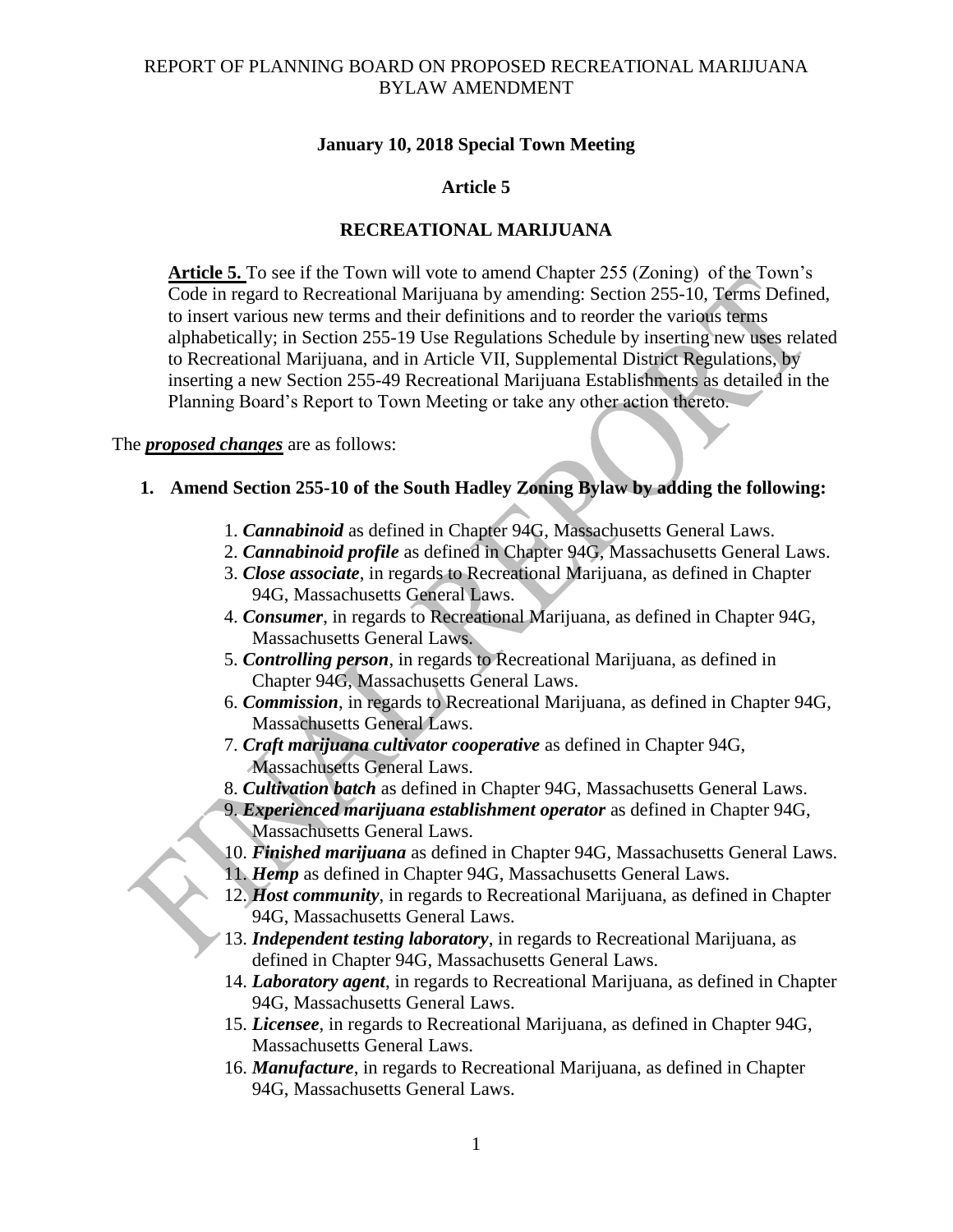# REPORT OF PLANNING BOARD ON PROPOSED RECREATIONAL MARIJUANA BYLAW AMENDMENT

**January 10, 2018 Special Town Meeting**

**Article 5**

**RECREATIONAL MARIJUANA**

**Article 5.** To see if the Town will vote to amend Chapter 255 (Zoning) of the Town's Code in regard to Recreational Marijuana by amending: Section 255-10, Terms Defined, to insert various new terms and their definitions and to reorder the various terms alphabetically; in Section 255-19 Use Regulations Schedule by inserting new uses related to Recreational Marijuana, and in Article VII, Supplemental District Regulations, by inserting a new Section 255-49 Recreational Marijuana Establishments as detailed in the Planning Board's Report to Town Meeting or take any other action thereto.

The ***proposed changes*** are as follows:

1. **Amend Section 255-10 of the South Hadley Zoning Bylaw by adding the following:**

    1. ***Cannabinoid*** as defined in Chapter 94G, Massachusetts General Laws.
    2. ***Cannabinoid profile*** as defined in Chapter 94G, Massachusetts General Laws.
    3. ***Close associate***, in regards to Recreational Marijuana, as defined in Chapter 94G, Massachusetts General Laws.
    4. ***Consumer***, in regards to Recreational Marijuana, as defined in Chapter 94G, Massachusetts General Laws.
    5. ***Controlling person***, in regards to Recreational Marijuana, as defined in Chapter 94G, Massachusetts General Laws.
    6. ***Commission***, in regards to Recreational Marijuana, as defined in Chapter 94G, Massachusetts General Laws.
    7. ***Craft marijuana cultivator cooperative*** as defined in Chapter 94G, Massachusetts General Laws.
    8. ***Cultivation batch*** as defined in Chapter 94G, Massachusetts General Laws.
    9. ***Experienced marijuana establishment operator*** as defined in Chapter 94G, Massachusetts General Laws.
    10. ***Finished marijuana*** as defined in Chapter 94G, Massachusetts General Laws.
    11. ***Hemp*** as defined in Chapter 94G, Massachusetts General Laws.
    12. ***Host community***, in regards to Recreational Marijuana, as defined in Chapter 94G, Massachusetts General Laws.
    13. ***Independent testing laboratory***, in regards to Recreational Marijuana, as defined in Chapter 94G, Massachusetts General Laws.
    14. ***Laboratory agent***, in regards to Recreational Marijuana, as defined in Chapter 94G, Massachusetts General Laws.
    15. ***Licensee***, in regards to Recreational Marijuana, as defined in Chapter 94G, Massachusetts General Laws.
    16. ***Manufacture***, in regards to Recreational Marijuana, as defined in Chapter 94G, Massachusetts General Laws.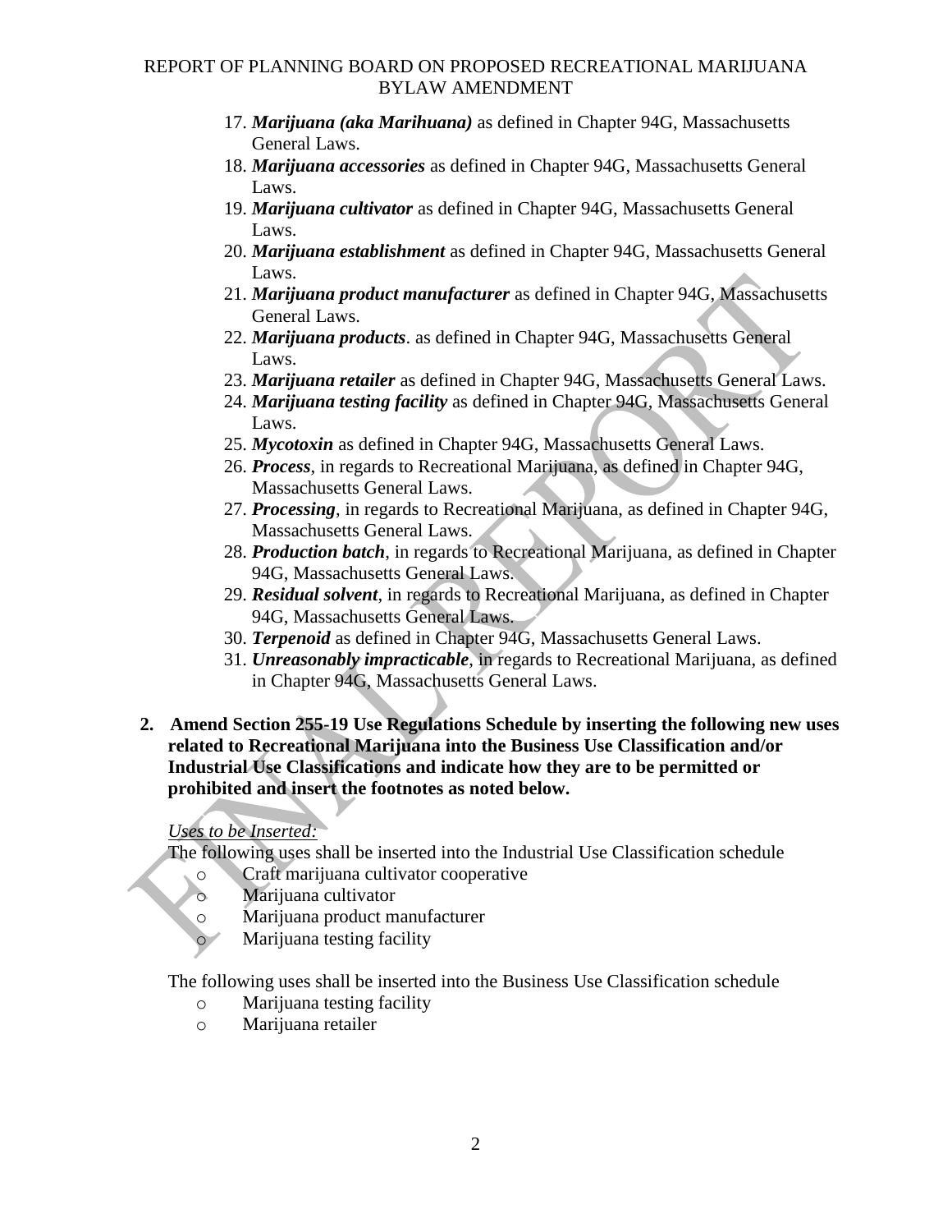17. ***Marijuana (aka Marihuana)*** as defined in Chapter 94G, Massachusetts General Laws.
18. ***Marijuana accessories*** as defined in Chapter 94G, Massachusetts General Laws.
19. ***Marijuana cultivator*** as defined in Chapter 94G, Massachusetts General Laws.
20. ***Marijuana establishment*** as defined in Chapter 94G, Massachusetts General Laws.
21. ***Marijuana product manufacturer*** as defined in Chapter 94G, Massachusetts General Laws.
22. ***Marijuana products***. as defined in Chapter 94G, Massachusetts General Laws.
23. ***Marijuana retailer*** as defined in Chapter 94G, Massachusetts General Laws.
24. ***Marijuana testing facility*** as defined in Chapter 94G, Massachusetts General Laws.
25. ***Mycotoxin*** as defined in Chapter 94G, Massachusetts General Laws.
26. ***Process***, in regards to Recreational Marijuana, as defined in Chapter 94G, Massachusetts General Laws.
27. ***Processing***, in regards to Recreational Marijuana, as defined in Chapter 94G, Massachusetts General Laws.
28. ***Production batch***, in regards to Recreational Marijuana, as defined in Chapter 94G, Massachusetts General Laws.
29. ***Residual solvent***, in regards to Recreational Marijuana, as defined in Chapter 94G, Massachusetts General Laws.
30. ***Terpenoid*** as defined in Chapter 94G, Massachusetts General Laws.
31. ***Unreasonably impracticable***, in regards to Recreational Marijuana, as defined in Chapter 94G, Massachusetts General Laws.

**2. Amend Section 255-19 Use Regulations Schedule by inserting the following new uses related to Recreational Marijuana into the Business Use Classification and/or Industrial Use Classifications and indicate how they are to be permitted or prohibited and insert the footnotes as noted below.**

*Uses to be Inserted:*

The following uses shall be inserted into the Industrial Use Classification schedule

- Craft marijuana cultivator cooperative
- Marijuana cultivator
- Marijuana product manufacturer
- Marijuana testing facility

The following uses shall be inserted into the Business Use Classification schedule

- Marijuana testing facility
- Marijuana retailer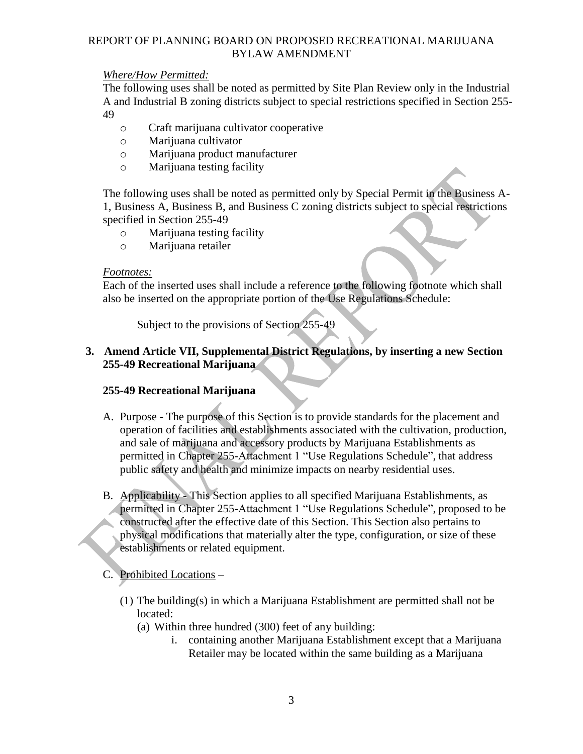*Where/How Permitted:*

The following uses shall be noted as permitted by Site Plan Review only in the Industrial A and Industrial B zoning districts subject to special restrictions specified in Section 255-49

- Craft marijuana cultivator cooperative
- Marijuana cultivator
- Marijuana product manufacturer
- Marijuana testing facility

The following uses shall be noted as permitted only by Special Permit in the Business A-1, Business A, Business B, and Business C zoning districts subject to special restrictions specified in Section 255-49

- Marijuana testing facility
- Marijuana retailer

*Footnotes:*

Each of the inserted uses shall include a reference to the following footnote which shall also be inserted on the appropriate portion of the Use Regulations Schedule:

> Subject to the provisions of Section 255-49

**3. Amend Article VII, Supplemental District Regulations, by inserting a new Section 255-49 Recreational Marijuana**

**255-49 Recreational Marijuana**

A. Purpose - The purpose of this Section is to provide standards for the placement and operation of facilities and establishments associated with the cultivation, production, and sale of marijuana and accessory products by Marijuana Establishments as permitted in Chapter 255-Attachment 1 "Use Regulations Schedule", that address public safety and health and minimize impacts on nearby residential uses.

B. Applicability - This Section applies to all specified Marijuana Establishments, as permitted in Chapter 255-Attachment 1 "Use Regulations Schedule", proposed to be constructed after the effective date of this Section. This Section also pertains to physical modifications that materially alter the type, configuration, or size of these establishments or related equipment.

C. Prohibited Locations –

(1) The building(s) in which a Marijuana Establishment are permitted shall not be located:

(a) Within three hundred (300) feet of any building:

i. containing another Marijuana Establishment except that a Marijuana Retailer may be located within the same building as a Marijuana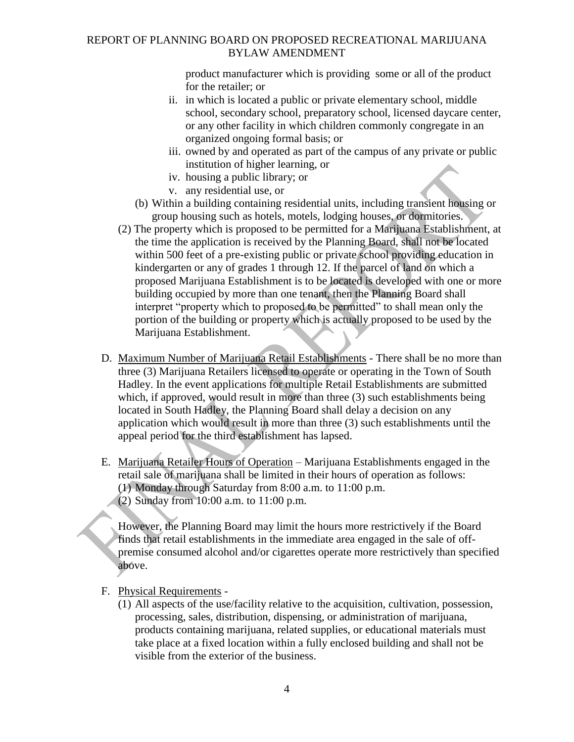product manufacturer which is providing some or all of the product for the retailer; or

   ii. in which is located a public or private elementary school, middle school, secondary school, preparatory school, licensed daycare center, or any other facility in which children commonly congregate in an organized ongoing formal basis; or
   iii. owned by and operated as part of the campus of any private or public institution of higher learning, or
   iv. housing a public library; or
   v. any residential use, or

(b) Within a building containing residential units, including transient housing or group housing such as hotels, motels, lodging houses, or dormitories.

(2) The property which is proposed to be permitted for a Marijuana Establishment, at the time the application is received by the Planning Board, shall not be located within 500 feet of a pre-existing public or private school providing education in kindergarten or any of grades 1 through 12. If the parcel of land on which a proposed Marijuana Establishment is to be located is developed with one or more building occupied by more than one tenant, then the Planning Board shall interpret "property which to proposed to be permitted" to shall mean only the portion of the building or property which is actually proposed to be used by the Marijuana Establishment.

D. Maximum Number of Marijuana Retail Establishments - There shall be no more than three (3) Marijuana Retailers licensed to operate or operating in the Town of South Hadley. In the event applications for multiple Retail Establishments are submitted which, if approved, would result in more than three (3) such establishments being located in South Hadley, the Planning Board shall delay a decision on any application which would result in more than three (3) such establishments until the appeal period for the third establishment has lapsed.

E. Marijuana Retailer Hours of Operation – Marijuana Establishments engaged in the retail sale of marijuana shall be limited in their hours of operation as follows:
   (1) Monday through Saturday from 8:00 a.m. to 11:00 p.m.
   (2) Sunday from 10:00 a.m. to 11:00 p.m.

   However, the Planning Board may limit the hours more restrictively if the Board finds that retail establishments in the immediate area engaged in the sale of off-premise consumed alcohol and/or cigarettes operate more restrictively than specified above.

F. Physical Requirements -
   (1) All aspects of the use/facility relative to the acquisition, cultivation, possession, processing, sales, distribution, dispensing, or administration of marijuana, products containing marijuana, related supplies, or educational materials must take place at a fixed location within a fully enclosed building and shall not be visible from the exterior of the business.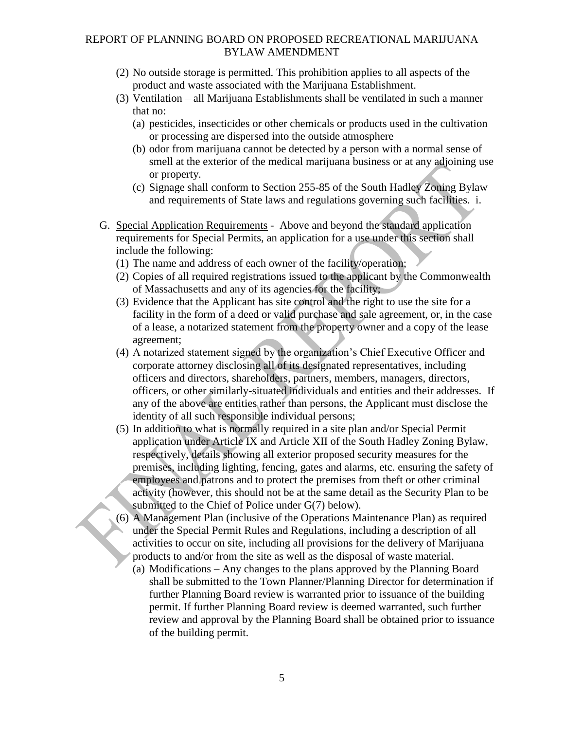(2) No outside storage is permitted. This prohibition applies to all aspects of the product and waste associated with the Marijuana Establishment.

(3) Ventilation – all Marijuana Establishments shall be ventilated in such a manner that no:

   (a) pesticides, insecticides or other chemicals or products used in the cultivation or processing are dispersed into the outside atmosphere

   (b) odor from marijuana cannot be detected by a person with a normal sense of smell at the exterior of the medical marijuana business or at any adjoining use or property.

   (c) Signage shall conform to Section 255-85 of the South Hadley Zoning Bylaw and requirements of State laws and regulations governing such facilities. i.

G. Special Application Requirements - Above and beyond the standard application requirements for Special Permits, an application for a use under this section shall include the following:

(1) The name and address of each owner of the facility/operation;

(2) Copies of all required registrations issued to the applicant by the Commonwealth of Massachusetts and any of its agencies for the facility;

(3) Evidence that the Applicant has site control and the right to use the site for a facility in the form of a deed or valid purchase and sale agreement, or, in the case of a lease, a notarized statement from the property owner and a copy of the lease agreement;

(4) A notarized statement signed by the organization's Chief Executive Officer and corporate attorney disclosing all of its designated representatives, including officers and directors, shareholders, partners, members, managers, directors, officers, or other similarly-situated individuals and entities and their addresses. If any of the above are entities rather than persons, the Applicant must disclose the identity of all such responsible individual persons;

(5) In addition to what is normally required in a site plan and/or Special Permit application under Article IX and Article XII of the South Hadley Zoning Bylaw, respectively, details showing all exterior proposed security measures for the premises, including lighting, fencing, gates and alarms, etc. ensuring the safety of employees and patrons and to protect the premises from theft or other criminal activity (however, this should not be at the same detail as the Security Plan to be submitted to the Chief of Police under G(7) below).

(6) A Management Plan (inclusive of the Operations Maintenance Plan) as required under the Special Permit Rules and Regulations, including a description of all activities to occur on site, including all provisions for the delivery of Marijuana products to and/or from the site as well as the disposal of waste material.

   (a) Modifications – Any changes to the plans approved by the Planning Board shall be submitted to the Town Planner/Planning Director for determination if further Planning Board review is warranted prior to issuance of the building permit. If further Planning Board review is deemed warranted, such further review and approval by the Planning Board shall be obtained prior to issuance of the building permit.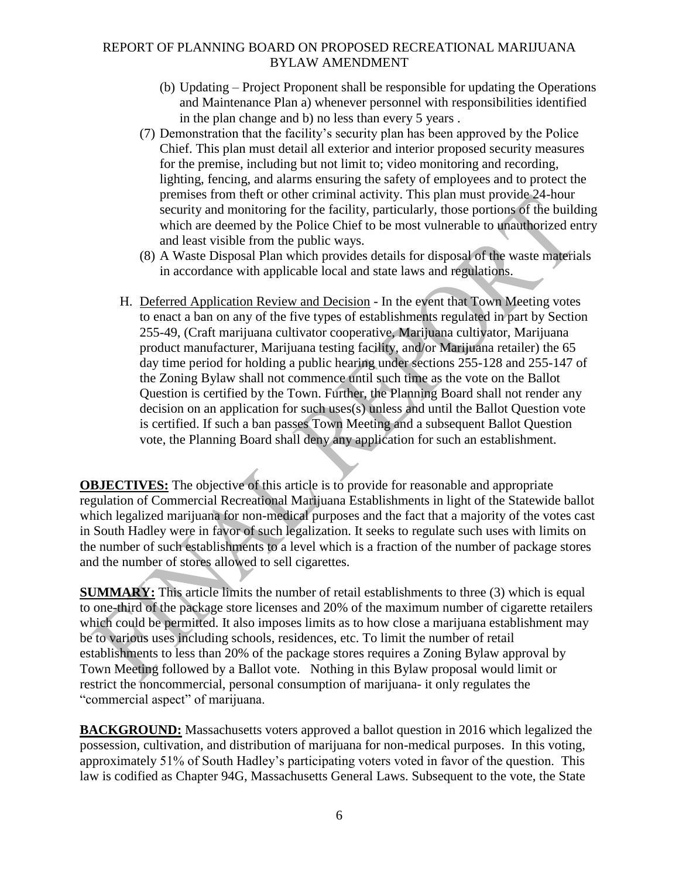(b) Updating – Project Proponent shall be responsible for updating the Operations and Maintenance Plan a) whenever personnel with responsibilities identified in the plan change and b) no less than every 5 years .

(7) Demonstration that the facility's security plan has been approved by the Police Chief. This plan must detail all exterior and interior proposed security measures for the premise, including but not limit to; video monitoring and recording, lighting, fencing, and alarms ensuring the safety of employees and to protect the premises from theft or other criminal activity. This plan must provide 24-hour security and monitoring for the facility, particularly, those portions of the building which are deemed by the Police Chief to be most vulnerable to unauthorized entry and least visible from the public ways.

(8) A Waste Disposal Plan which provides details for disposal of the waste materials in accordance with applicable local and state laws and regulations.

H. <u>Deferred Application Review and Decision</u> - In the event that Town Meeting votes to enact a ban on any of the five types of establishments regulated in part by Section 255-49, (Craft marijuana cultivator cooperative, Marijuana cultivator, Marijuana product manufacturer, Marijuana testing facility, and/or Marijuana retailer) the 65 day time period for holding a public hearing under sections 255-128 and 255-147 of the Zoning Bylaw shall not commence until such time as the vote on the Ballot Question is certified by the Town. Further, the Planning Board shall not render any decision on an application for such uses(s) unless and until the Ballot Question vote is certified. If such a ban passes Town Meeting and a subsequent Ballot Question vote, the Planning Board shall deny any application for such an establishment.

**OBJECTIVES:** The objective of this article is to provide for reasonable and appropriate regulation of Commercial Recreational Marijuana Establishments in light of the Statewide ballot which legalized marijuana for non-medical purposes and the fact that a majority of the votes cast in South Hadley were in favor of such legalization. It seeks to regulate such uses with limits on the number of such establishments to a level which is a fraction of the number of package stores and the number of stores allowed to sell cigarettes.

**SUMMARY:** This article limits the number of retail establishments to three (3) which is equal to one-third of the package store licenses and 20% of the maximum number of cigarette retailers which could be permitted. It also imposes limits as to how close a marijuana establishment may be to various uses including schools, residences, etc. To limit the number of retail establishments to less than 20% of the package stores requires a Zoning Bylaw approval by Town Meeting followed by a Ballot vote. Nothing in this Bylaw proposal would limit or restrict the noncommercial, personal consumption of marijuana- it only regulates the "commercial aspect" of marijuana.

**BACKGROUND:** Massachusetts voters approved a ballot question in 2016 which legalized the possession, cultivation, and distribution of marijuana for non-medical purposes. In this voting, approximately 51% of South Hadley's participating voters voted in favor of the question. This law is codified as Chapter 94G, Massachusetts General Laws. Subsequent to the vote, the State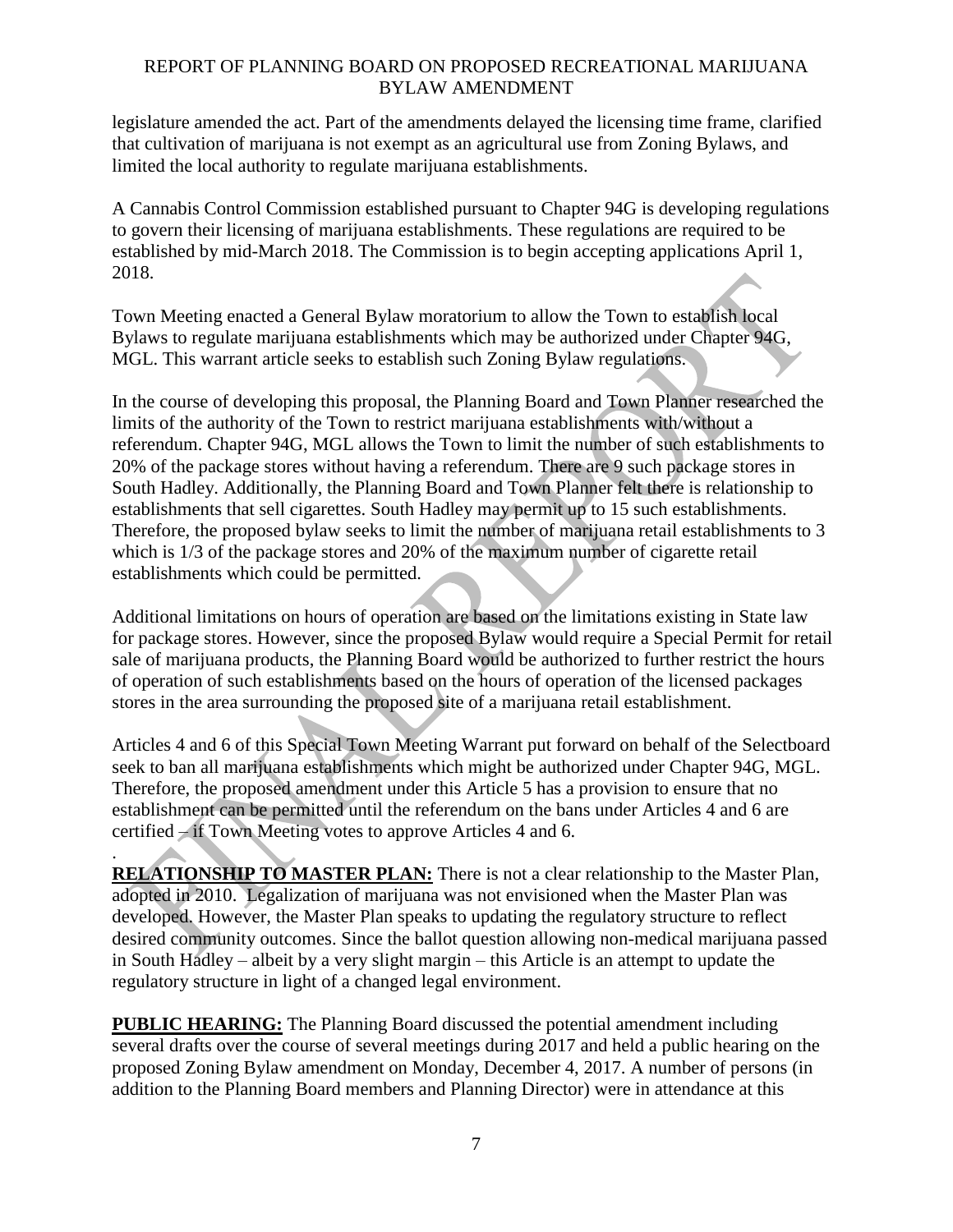legislature amended the act. Part of the amendments delayed the licensing time frame, clarified that cultivation of marijuana is not exempt as an agricultural use from Zoning Bylaws, and limited the local authority to regulate marijuana establishments.

A Cannabis Control Commission established pursuant to Chapter 94G is developing regulations to govern their licensing of marijuana establishments. These regulations are required to be established by mid-March 2018. The Commission is to begin accepting applications April 1, 2018.

Town Meeting enacted a General Bylaw moratorium to allow the Town to establish local Bylaws to regulate marijuana establishments which may be authorized under Chapter 94G, MGL. This warrant article seeks to establish such Zoning Bylaw regulations.

In the course of developing this proposal, the Planning Board and Town Planner researched the limits of the authority of the Town to restrict marijuana establishments with/without a referendum. Chapter 94G, MGL allows the Town to limit the number of such establishments to 20% of the package stores without having a referendum. There are 9 such package stores in South Hadley. Additionally, the Planning Board and Town Planner felt there is relationship to establishments that sell cigarettes. South Hadley may permit up to 15 such establishments. Therefore, the proposed bylaw seeks to limit the number of marijuana retail establishments to 3 which is 1/3 of the package stores and 20% of the maximum number of cigarette retail establishments which could be permitted.

Additional limitations on hours of operation are based on the limitations existing in State law for package stores. However, since the proposed Bylaw would require a Special Permit for retail sale of marijuana products, the Planning Board would be authorized to further restrict the hours of operation of such establishments based on the hours of operation of the licensed packages stores in the area surrounding the proposed site of a marijuana retail establishment.

Articles 4 and 6 of this Special Town Meeting Warrant put forward on behalf of the Selectboard seek to ban all marijuana establishments which might be authorized under Chapter 94G, MGL. Therefore, the proposed amendment under this Article 5 has a provision to ensure that no establishment can be permitted until the referendum on the bans under Articles 4 and 6 are certified – if Town Meeting votes to approve Articles 4 and 6.

**RELATIONSHIP TO MASTER PLAN:** There is not a clear relationship to the Master Plan, adopted in 2010. Legalization of marijuana was not envisioned when the Master Plan was developed. However, the Master Plan speaks to updating the regulatory structure to reflect desired community outcomes. Since the ballot question allowing non-medical marijuana passed in South Hadley – albeit by a very slight margin – this Article is an attempt to update the regulatory structure in light of a changed legal environment.

**PUBLIC HEARING:** The Planning Board discussed the potential amendment including several drafts over the course of several meetings during 2017 and held a public hearing on the proposed Zoning Bylaw amendment on Monday, December 4, 2017. A number of persons (in addition to the Planning Board members and Planning Director) were in attendance at this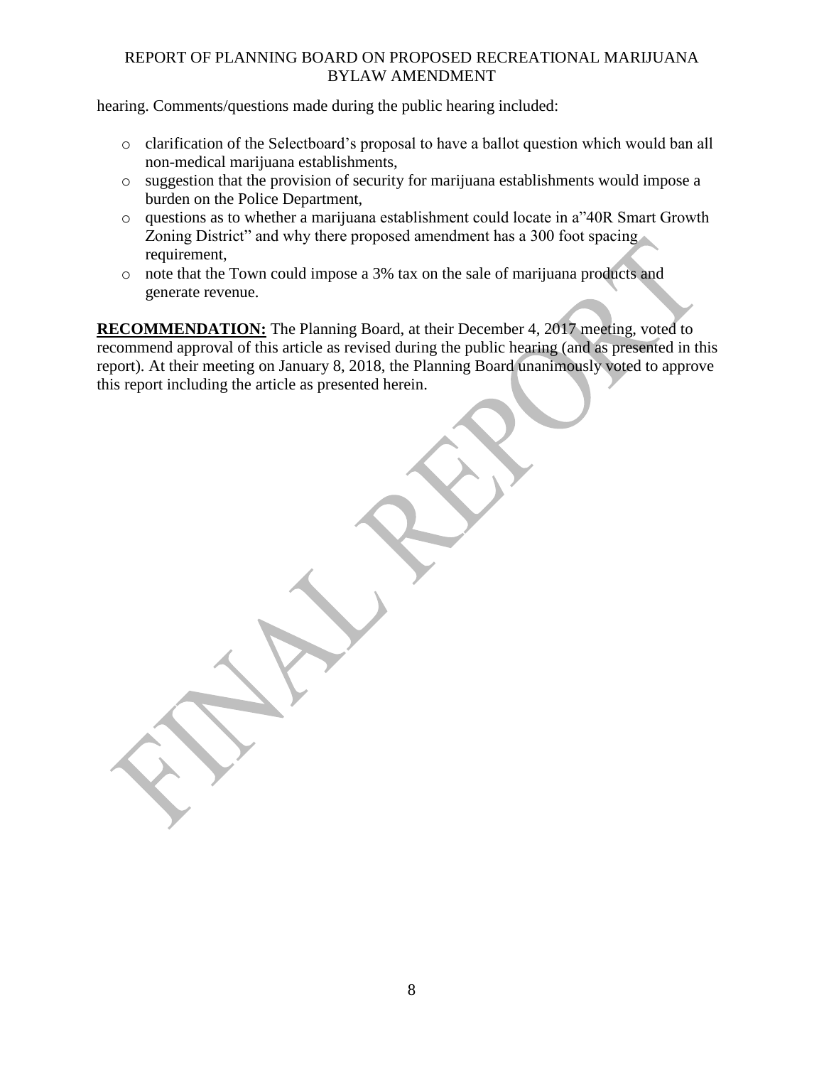hearing. Comments/questions made during the public hearing included:

- clarification of the Selectboard's proposal to have a ballot question which would ban all non-medical marijuana establishments,
- suggestion that the provision of security for marijuana establishments would impose a burden on the Police Department,
- questions as to whether a marijuana establishment could locate in a"40R Smart Growth Zoning District" and why there proposed amendment has a 300 foot spacing requirement,
- note that the Town could impose a 3% tax on the sale of marijuana products and generate revenue.

**RECOMMENDATION:** The Planning Board, at their December 4, 2017 meeting, voted to recommend approval of this article as revised during the public hearing (and as presented in this report). At their meeting on January 8, 2018, the Planning Board unanimously voted to approve this report including the article as presented herein.